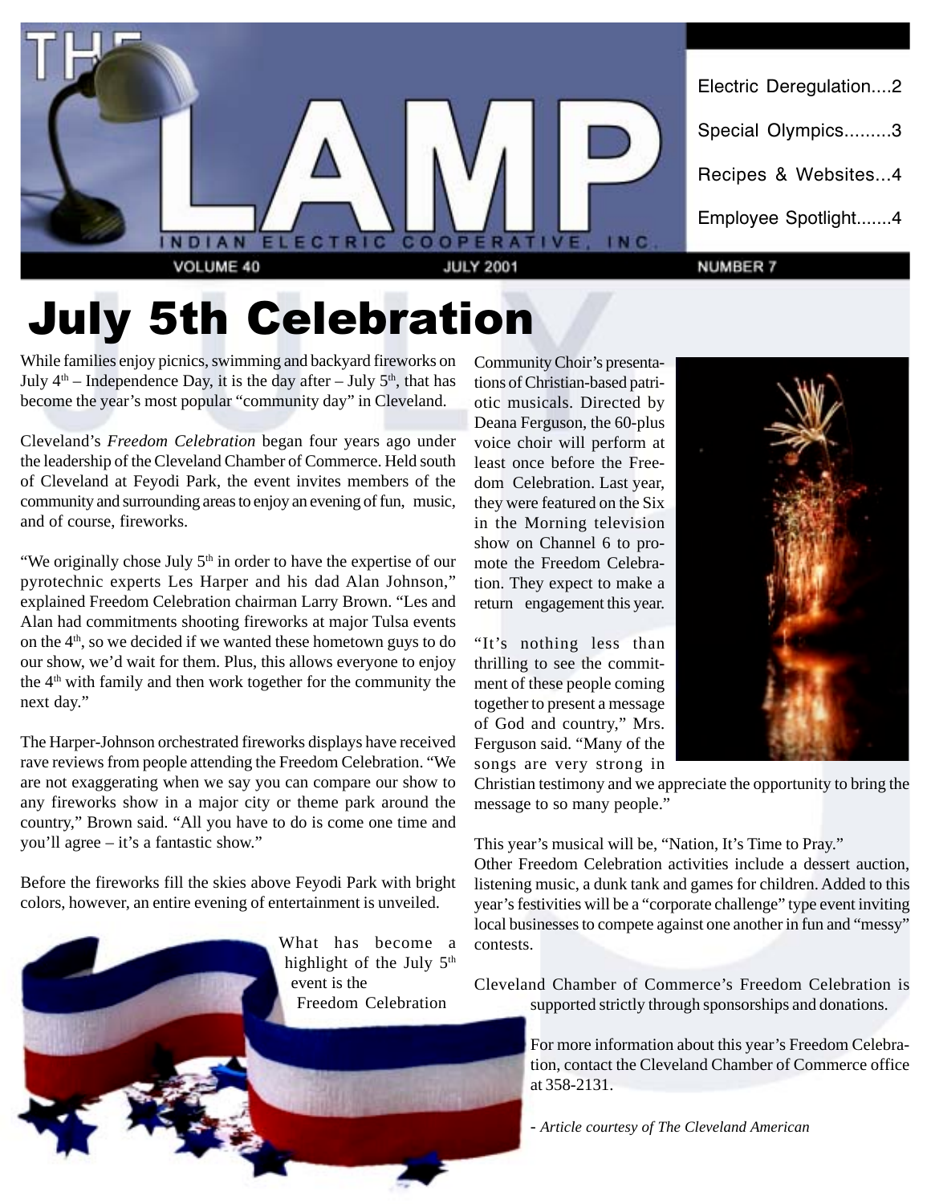# THE LAMP

INDIAN ELECTRIC COOPERATIVE, INC.

VOLUME 40 — JULY 2001 — NUMBER 7

- Electric Deregulation....2
- Special Olympics.........3
- Recipes & Websites...4
- Employee Spotlight.......4

# July 5th Celebration

While families enjoy picnics, swimming and backyard fireworks on July 4th – Independence Day, it is the day after – July 5th, that has become the year's most popular "community day" in Cleveland.

Cleveland's *Freedom Celebration* began four years ago under the leadership of the Cleveland Chamber of Commerce. Held south of Cleveland at Feyodi Park, the event invites members of the community and surrounding areas to enjoy an evening of fun, music, and of course, fireworks.

"We originally chose July 5th in order to have the expertise of our pyrotechnic experts Les Harper and his dad Alan Johnson," explained Freedom Celebration chairman Larry Brown. "Les and Alan had commitments shooting fireworks at major Tulsa events on the 4th, so we decided if we wanted these hometown guys to do our show, we'd wait for them. Plus, this allows everyone to enjoy the 4th with family and then work together for the community the next day."

The Harper-Johnson orchestrated fireworks displays have received rave reviews from people attending the Freedom Celebration. "We are not exaggerating when we say you can compare our show to any fireworks show in a major city or theme park around the country," Brown said. "All you have to do is come one time and you'll agree – it's a fantastic show."

Before the fireworks fill the skies above Feyodi Park with bright colors, however, an entire evening of entertainment is unveiled.

What has become a highlight of the July 5th event is the Freedom Celebration Community Choir's presentations of Christian-based patriotic musicals. Directed by Deana Ferguson, the 60-plus voice choir will perform at least once before the Freedom Celebration. Last year, they were featured on the Six in the Morning television show on Channel 6 to promote the Freedom Celebration. They expect to make a return engagement this year.

"It's nothing less than thrilling to see the commitment of these people coming together to present a message of God and country," Mrs. Ferguson said. "Many of the songs are very strong in Christian testimony and we appreciate the opportunity to bring the message to so many people."

This year's musical will be, "Nation, It's Time to Pray."

Other Freedom Celebration activities include a dessert auction, listening music, a dunk tank and games for children. Added to this year's festivities will be a "corporate challenge" type event inviting local businesses to compete against one another in fun and "messy" contests.

Cleveland Chamber of Commerce's Freedom Celebration is supported strictly through sponsorships and donations.

For more information about this year's Freedom Celebration, contact the Cleveland Chamber of Commerce office at 358-2131.

- *Article courtesy of The Cleveland American*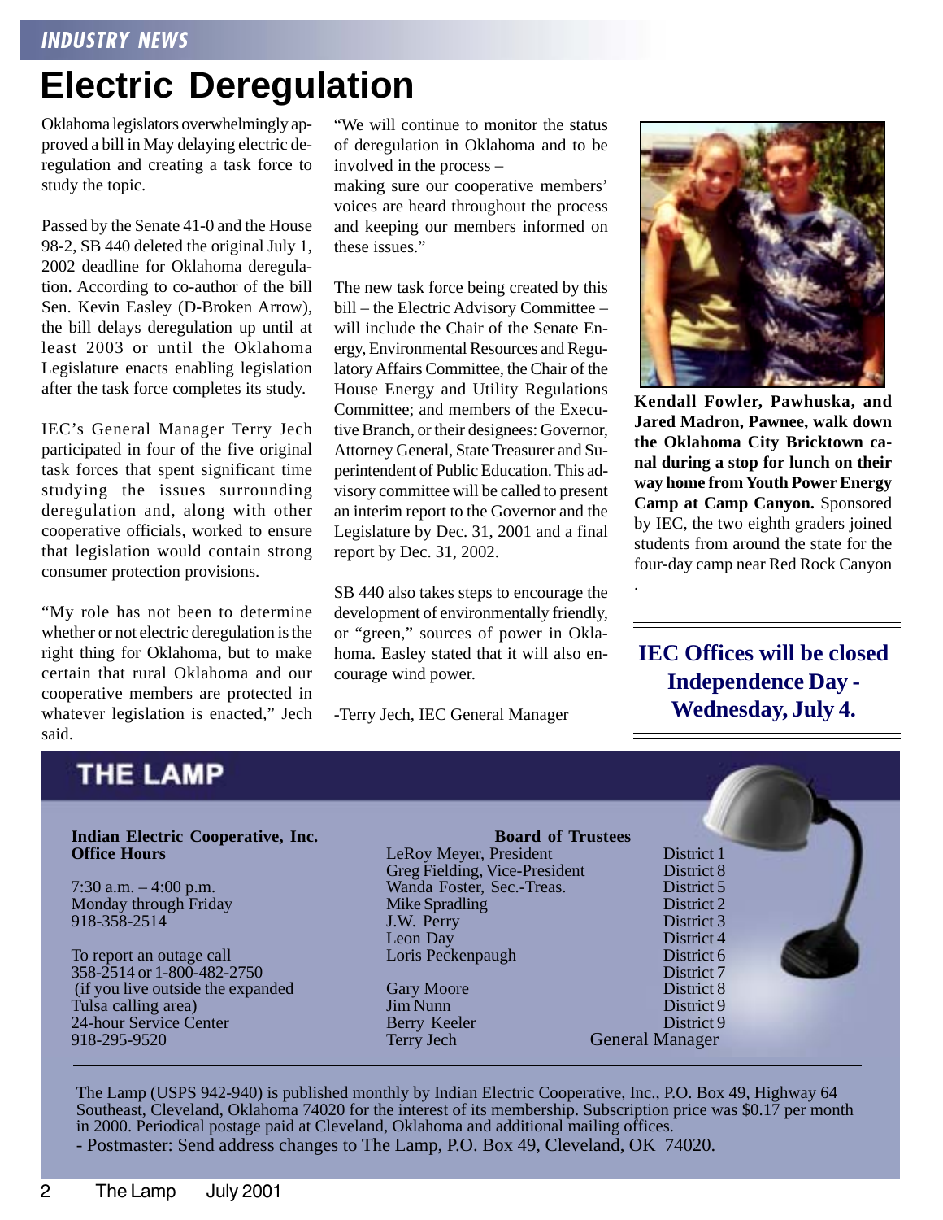*INDUSTRY NEWS*

# Electric Deregulation

Oklahoma legislators overwhelmingly approved a bill in May delaying electric deregulation and creating a task force to study the topic.

Passed by the Senate 41-0 and the House 98-2, SB 440 deleted the original July 1, 2002 deadline for Oklahoma deregulation. According to co-author of the bill Sen. Kevin Easley (D-Broken Arrow), the bill delays deregulation up until at least 2003 or until the Oklahoma Legislature enacts enabling legislation after the task force completes its study.

IEC's General Manager Terry Jech participated in four of the five original task forces that spent significant time studying the issues surrounding deregulation and, along with other cooperative officials, worked to ensure that legislation would contain strong consumer protection provisions.

"My role has not been to determine whether or not electric deregulation is the right thing for Oklahoma, but to make certain that rural Oklahoma and our cooperative members are protected in whatever legislation is enacted," Jech said.

"We will continue to monitor the status of deregulation in Oklahoma and to be involved in the process – making sure our cooperative members' voices are heard throughout the process and keeping our members informed on these issues."

The new task force being created by this bill – the Electric Advisory Committee – will include the Chair of the Senate Energy, Environmental Resources and Regulatory Affairs Committee, the Chair of the House Energy and Utility Regulations Committee; and members of the Executive Branch, or their designees: Governor, Attorney General, State Treasurer and Superintendent of Public Education. This advisory committee will be called to present an interim report to the Governor and the Legislature by Dec. 31, 2001 and a final report by Dec. 31, 2002.

SB 440 also takes steps to encourage the development of environmentally friendly, or "green," sources of power in Oklahoma. Easley stated that it will also encourage wind power.

-Terry Jech, IEC General Manager

**Kendall Fowler, Pawhuska, and Jared Madron, Pawnee, walk down the Oklahoma City Bricktown canal during a stop for lunch on their way home from Youth Power Energy Camp at Camp Canyon.** Sponsored by IEC, the two eighth graders joined students from around the state for the four-day camp near Red Rock Canyon.

**IEC Offices will be closed Independence Day - Wednesday, July 4.**

## THE LAMP

**Indian Electric Cooperative, Inc.**
**Office Hours**

7:30 a.m. – 4:00 p.m.
Monday through Friday
918-358-2514

To report an outage call
358-2514 or 1-800-482-2750
(if you live outside the expanded Tulsa calling area)
24-hour Service Center
918-295-9520

**Board of Trustees**

| Name | District |
|---|---|
| LeRoy Meyer, President | District 1 |
| Greg Fielding, Vice-President | District 8 |
| Wanda Foster, Sec.-Treas. | District 5 |
| Mike Spradling | District 2 |
| J.W. Perry | District 3 |
| Leon Day | District 4 |
| Loris Peckenpaugh | District 6 |
| | District 7 |
| Gary Moore | District 8 |
| Jim Nunn | District 9 |
| Berry Keeler | District 9 |
| Terry Jech | General Manager |

The Lamp (USPS 942-940) is published monthly by Indian Electric Cooperative, Inc., P.O. Box 49, Highway 64 Southeast, Cleveland, Oklahoma 74020 for the interest of its membership. Subscription price was $0.17 per month in 2000. Periodical postage paid at Cleveland, Oklahoma and additional mailing offices.
- Postmaster: Send address changes to The Lamp, P.O. Box 49, Cleveland, OK 74020.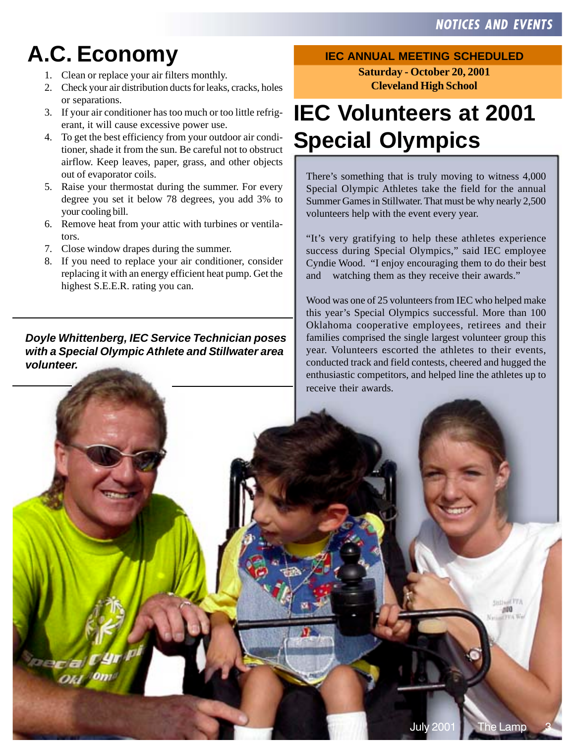# A.C. Economy

1. Clean or replace your air filters monthly.
2. Check your air distribution ducts for leaks, cracks, holes or separations.
3. If your air conditioner has too much or too little refrigerant, it will cause excessive power use.
4. To get the best efficiency from your outdoor air conditioner, shade it from the sun. Be careful not to obstruct airflow. Keep leaves, paper, grass, and other objects out of evaporator coils.
5. Raise your thermostat during the summer. For every degree you set it below 78 degrees, you add 3% to your cooling bill.
6. Remove heat from your attic with turbines or ventilators.
7. Close window drapes during the summer.
8. If you need to replace your air conditioner, consider replacing it with an energy efficient heat pump. Get the highest S.E.E.R. rating you can.

**IEC ANNUAL MEETING SCHEDULED**

**Saturday - October 20, 2001**
**Cleveland High School**

# IEC Volunteers at 2001 Special Olympics

There's something that is truly moving to witness 4,000 Special Olympic Athletes take the field for the annual Summer Games in Stillwater. That must be why nearly 2,500 volunteers help with the event every year.

"It's very gratifying to help these athletes experience success during Special Olympics," said IEC employee Cyndie Wood. "I enjoy encouraging them to do their best and watching them as they receive their awards."

Wood was one of 25 volunteers from IEC who helped make this year's Special Olympics successful. More than 100 Oklahoma cooperative employees, retirees and their families comprised the single largest volunteer group this year. Volunteers escorted the athletes to their events, conducted track and field contests, cheered and hugged the enthusiastic competitors, and helped line the athletes up to receive their awards.

***Doyle Whittenberg, IEC Service Technician poses with a Special Olympic Athlete and Stillwater area volunteer.***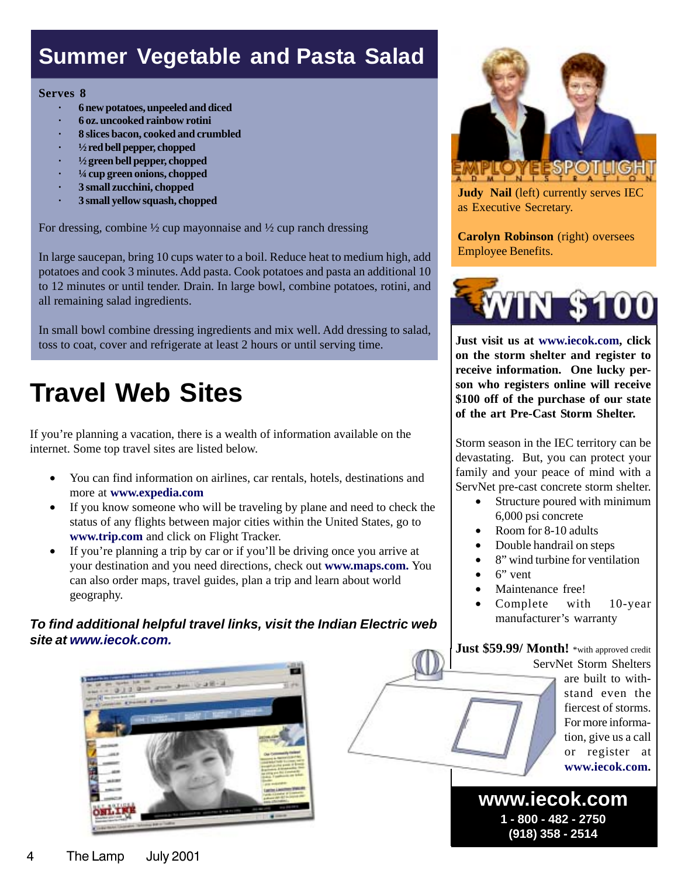## Summer Vegetable and Pasta Salad

**Serves 8**

- **6 new potatoes, unpeeled and diced**
- **6 oz. uncooked rainbow rotini**
- **8 slices bacon, cooked and crumbled**
- **½ red bell pepper, chopped**
- **½ green bell pepper, chopped**
- **¼ cup green onions, chopped**
- **3 small zucchini, chopped**
- **3 small yellow squash, chopped**

For dressing, combine ½ cup mayonnaise and ½ cup ranch dressing

In large saucepan, bring 10 cups water to a boil. Reduce heat to medium high, add potatoes and cook 3 minutes. Add pasta. Cook potatoes and pasta an additional 10 to 12 minutes or until tender. Drain. In large bowl, combine potatoes, rotini, and all remaining salad ingredients.

In small bowl combine dressing ingredients and mix well. Add dressing to salad, toss to coat, cover and refrigerate at least 2 hours or until serving time.

# Travel Web Sites

If you're planning a vacation, there is a wealth of information available on the internet. Some top travel sites are listed below.

- You can find information on airlines, car rentals, hotels, destinations and more at **www.expedia.com**
- If you know someone who will be traveling by plane and need to check the status of any flights between major cities within the United States, go to **www.trip.com** and click on Flight Tracker.
- If you're planning a trip by car or if you'll be driving once you arrive at your destination and you need directions, check out **www.maps.com.** You can also order maps, travel guides, plan a trip and learn about world geography.

***To find additional helpful travel links, visit the Indian Electric web site at www.iecok.com.***

## EMPLOYEE SPOTLIGHT
ADMINISTRATION

**Judy Nail** (left) currently serves IEC as Executive Secretary.

**Carolyn Robinson** (right) oversees Employee Benefits.

## WIN $100

**Just visit us at www.iecok.com, click on the storm shelter and register to receive information. One lucky person who registers online will receive $100 off of the purchase of our state of the art Pre-Cast Storm Shelter.**

Storm season in the IEC territory can be devastating. But, you can protect your family and your peace of mind with a ServNet pre-cast concrete storm shelter.

- Structure poured with minimum 6,000 psi concrete
- Room for 8-10 adults
- Double handrail on steps
- 8" wind turbine for ventilation
- 6" vent
- Maintenance free!
- Complete with 10-year manufacturer's warranty

**Just $59.99/ Month!** *with approved credit

ServNet Storm Shelters are built to withstand even the fiercest of storms. For more information, give us a call or register at **www.iecok.com.**

**www.iecok.com**
**1 - 800 - 482 - 2750**
**(918) 358 - 2514**